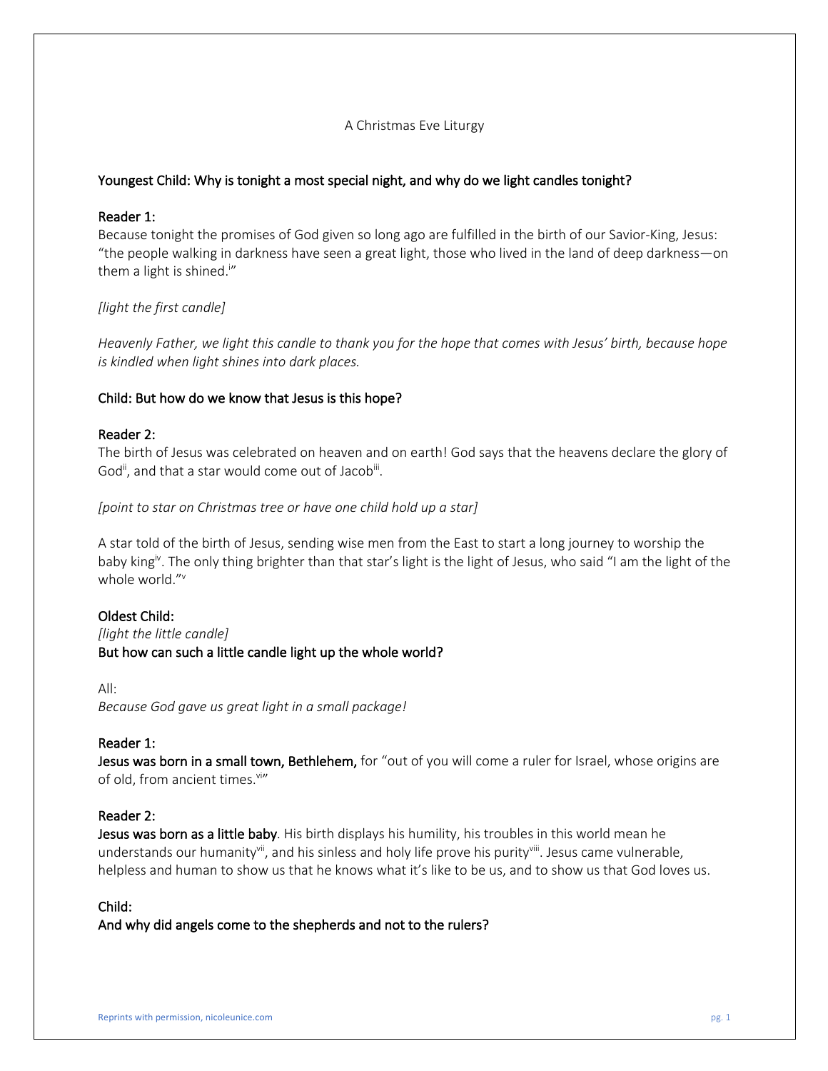A Christmas Eve Liturgy

**Youngest Child: Why is tonight a most special night, and why do we light candles tonight?**

**Reader 1:**
Because tonight the promises of God given so long ago are fulfilled in the birth of our Savior-King, Jesus: "the people walking in darkness have seen a great light, those who lived in the land of deep darkness—on them a light is shined.[i]"

*[light the first candle]*

*Heavenly Father, we light this candle to thank you for the hope that comes with Jesus' birth, because hope is kindled when light shines into dark places.*

**Child: But how do we know that Jesus is this hope?**

**Reader 2:**
The birth of Jesus was celebrated on heaven and on earth! God says that the heavens declare the glory of God[ii], and that a star would come out of Jacob[iii].

*[point to star on Christmas tree or have one child hold up a star]*

A star told of the birth of Jesus, sending wise men from the East to start a long journey to worship the baby king[iv]. The only thing brighter than that star's light is the light of Jesus, who said "I am the light of the whole world."[v]

**Oldest Child:**
*[light the little candle]*
**But how can such a little candle light up the whole world?**

All:
*Because God gave us great light in a small package!*

**Reader 1:**
**Jesus was born in a small town, Bethlehem,** for "out of you will come a ruler for Israel, whose origins are of old, from ancient times.[vi]"

**Reader 2:**
**Jesus was born as a little baby**. His birth displays his humility, his troubles in this world mean he understands our humanity[vii], and his sinless and holy life prove his purity[viii]. Jesus came vulnerable, helpless and human to show us that he knows what it's like to be us, and to show us that God loves us.

**Child:**
**And why did angels come to the shepherds and not to the rulers?**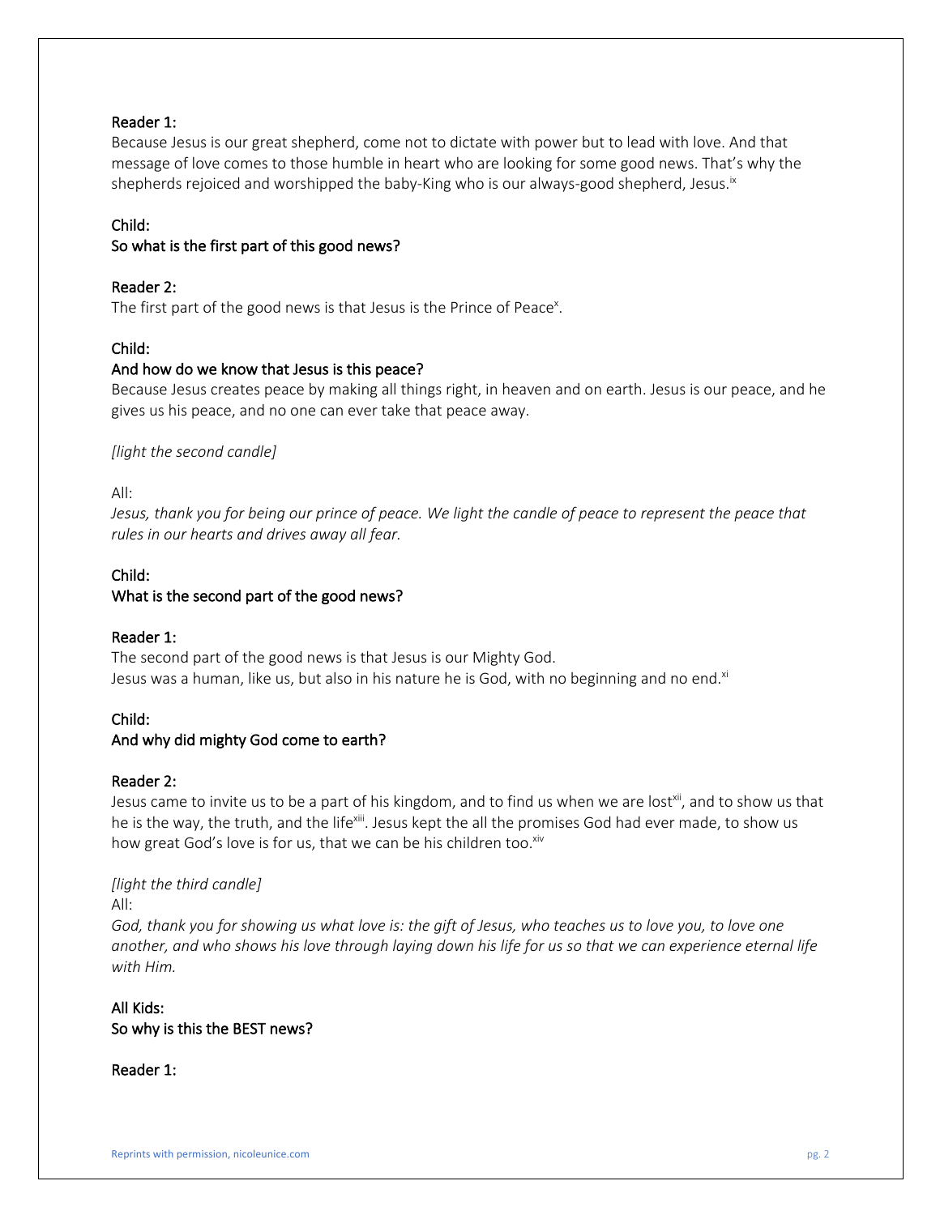**Reader 1:**
Because Jesus is our great shepherd, come not to dictate with power but to lead with love. And that message of love comes to those humble in heart who are looking for some good news. That's why the shepherds rejoiced and worshipped the baby-King who is our always-good shepherd, Jesus.[ix]

**Child:**
**So what is the first part of this good news?**

**Reader 2:**
The first part of the good news is that Jesus is the Prince of Peace[x].

**Child:**
**And how do we know that Jesus is this peace?**
Because Jesus creates peace by making all things right, in heaven and on earth. Jesus is our peace, and he gives us his peace, and no one can ever take that peace away.

*[light the second candle]*

All:
*Jesus, thank you for being our prince of peace. We light the candle of peace to represent the peace that rules in our hearts and drives away all fear.*

**Child:**
**What is the second part of the good news?**

**Reader 1:**
The second part of the good news is that Jesus is our Mighty God.
Jesus was a human, like us, but also in his nature he is God, with no beginning and no end.[xi]

**Child:**
**And why did mighty God come to earth?**

**Reader 2:**
Jesus came to invite us to be a part of his kingdom, and to find us when we are lost[xii], and to show us that he is the way, the truth, and the life[xiii]. Jesus kept the all the promises God had ever made, to show us how great God's love is for us, that we can be his children too.[xiv]

*[light the third candle]*
All:
*God, thank you for showing us what love is: the gift of Jesus, who teaches us to love you, to love one another, and who shows his love through laying down his life for us so that we can experience eternal life with Him.*

**All Kids:**
**So why is this the BEST news?**

**Reader 1:**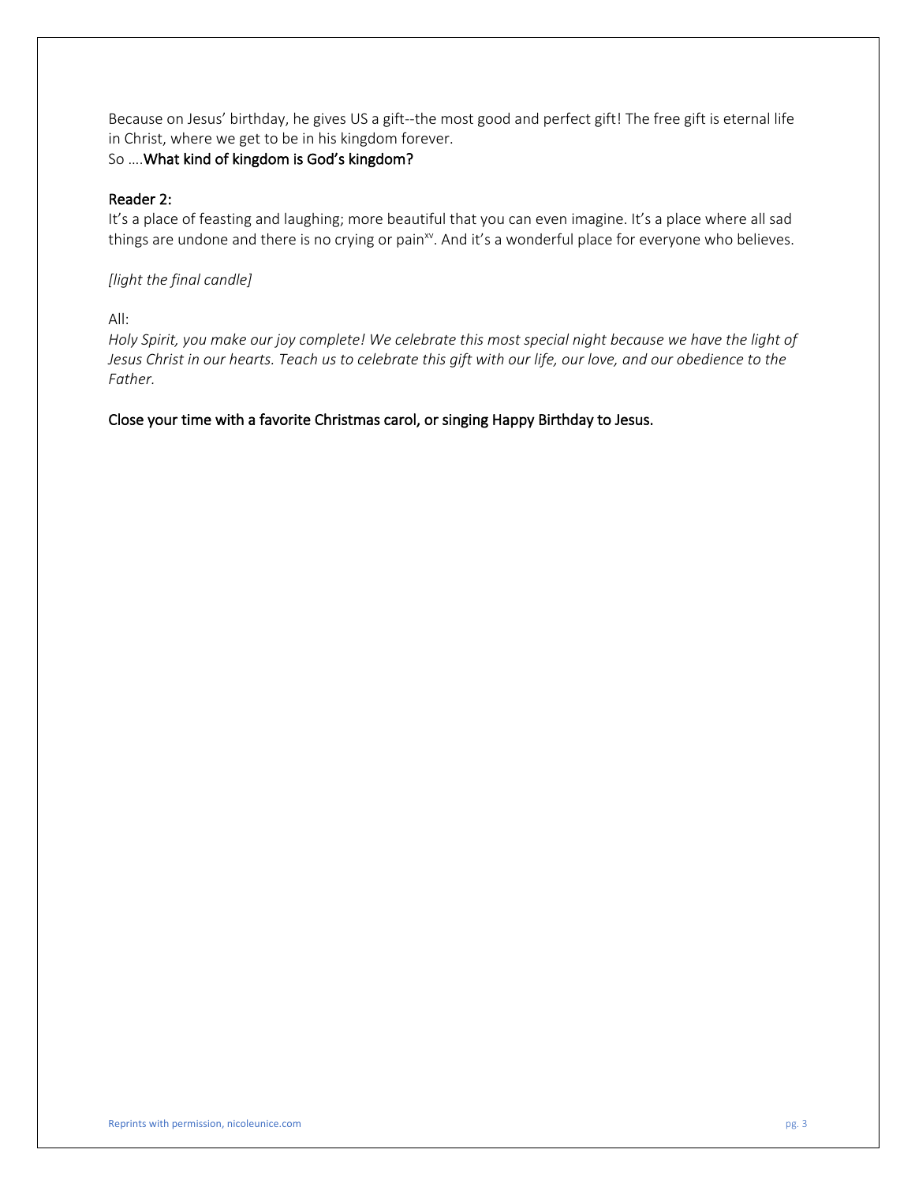Because on Jesus' birthday, he gives US a gift--the most good and perfect gift! The free gift is eternal life in Christ, where we get to be in his kingdom forever.
So ….**What kind of kingdom is God's kingdom?**

**Reader 2:**
It's a place of feasting and laughing; more beautiful that you can even imagine. It's a place where all sad things are undone and there is no crying or pain[xv]. And it's a wonderful place for everyone who believes.

*[light the final candle]*

All:
*Holy Spirit, you make our joy complete! We celebrate this most special night because we have the light of Jesus Christ in our hearts. Teach us to celebrate this gift with our life, our love, and our obedience to the Father.*

**Close your time with a favorite Christmas carol, or singing Happy Birthday to Jesus.**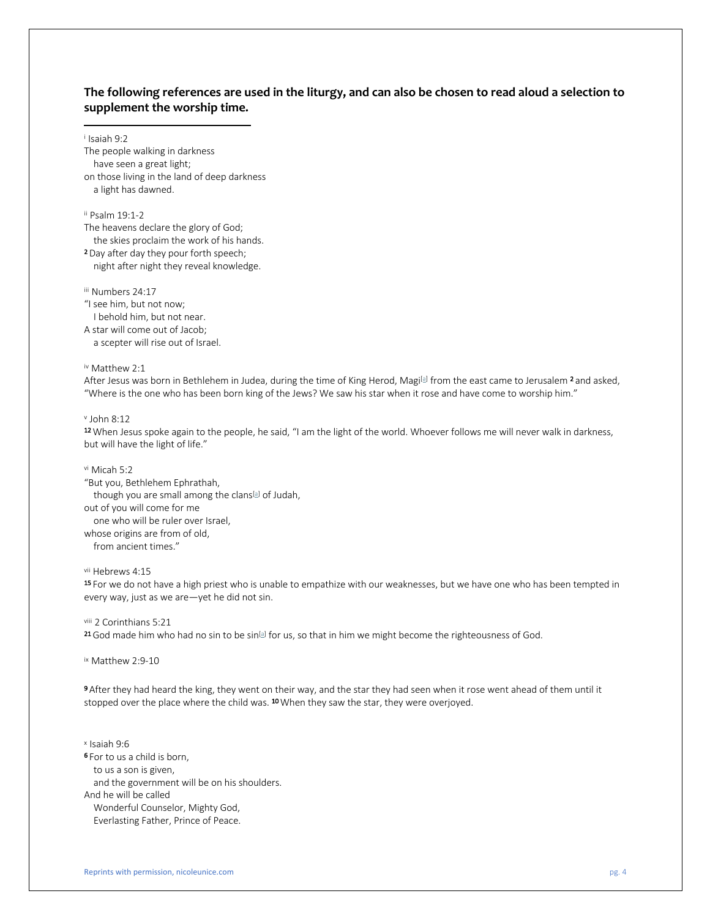**The following references are used in the liturgy, and can also be chosen to read aloud a selection to supplement the worship time.**

---

[i] Isaiah 9:2
The people walking in darkness
have seen a great light;
on those living in the land of deep darkness
a light has dawned.

[ii] Psalm 19:1-2
The heavens declare the glory of God;
the skies proclaim the work of his hands.
**2** Day after day they pour forth speech;
night after night they reveal knowledge.

[iii] Numbers 24:17
"I see him, but not now;
I behold him, but not near.
A star will come out of Jacob;
a scepter will rise out of Israel.

[iv] Matthew 2:1
After Jesus was born in Bethlehem in Judea, during the time of King Herod, Magi[a] from the east came to Jerusalem **2** and asked, "Where is the one who has been born king of the Jews? We saw his star when it rose and have come to worship him."

[v] John 8:12
**12** When Jesus spoke again to the people, he said, "I am the light of the world. Whoever follows me will never walk in darkness, but will have the light of life."

[vi] Micah 5:2
"But you, Bethlehem Ephrathah,
though you are small among the clans[a] of Judah,
out of you will come for me
one who will be ruler over Israel,
whose origins are from of old,
from ancient times."

[vii] Hebrews 4:15
**15** For we do not have a high priest who is unable to empathize with our weaknesses, but we have one who has been tempted in every way, just as we are—yet he did not sin.

[viii] 2 Corinthians 5:21
**21** God made him who had no sin to be sin[a] for us, so that in him we might become the righteousness of God.

[ix] Matthew 2:9-10

**9** After they had heard the king, they went on their way, and the star they had seen when it rose went ahead of them until it stopped over the place where the child was. **10** When they saw the star, they were overjoyed.

[x] Isaiah 9:6
**6** For to us a child is born,
to us a son is given,
and the government will be on his shoulders.
And he will be called
Wonderful Counselor, Mighty God,
Everlasting Father, Prince of Peace.

Reprints with permission, nicoleunice.com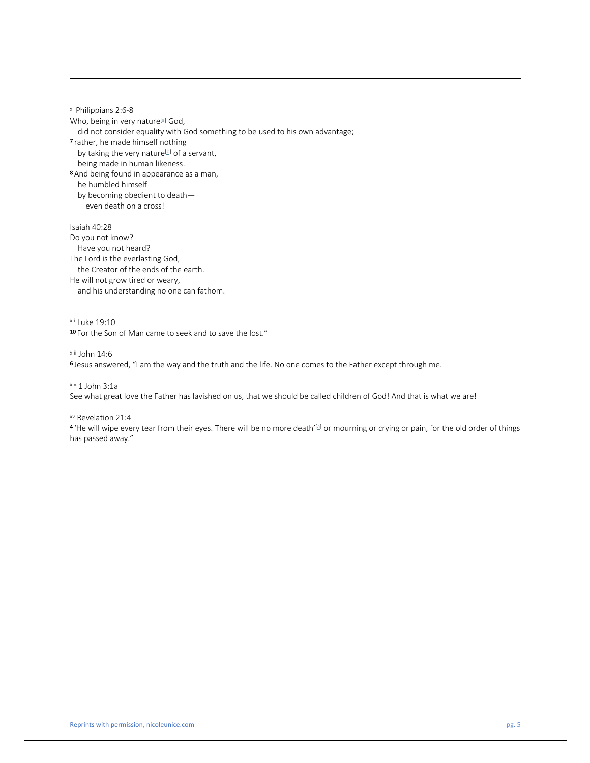[xi] Philippians 2:6-8
Who, being in very nature[a] God,
did not consider equality with God something to be used to his own advantage;
**7** rather, he made himself nothing
by taking the very nature[b] of a servant,
being made in human likeness.
**8** And being found in appearance as a man,
he humbled himself
by becoming obedient to death—
even death on a cross!

Isaiah 40:28
Do you not know?
Have you not heard?
The Lord is the everlasting God,
the Creator of the ends of the earth.
He will not grow tired or weary,
and his understanding no one can fathom.

[xii] Luke 19:10
**10** For the Son of Man came to seek and to save the lost."

[xiii] John 14:6
**6** Jesus answered, "I am the way and the truth and the life. No one comes to the Father except through me.

[xiv] 1 John 3:1a
See what great love the Father has lavished on us, that we should be called children of God! And that is what we are!

[xv] Revelation 21:4
**4** 'He will wipe every tear from their eyes. There will be no more death'[a] or mourning or crying or pain, for the old order of things has passed away."

Reprints with permission, nicoleunice.com